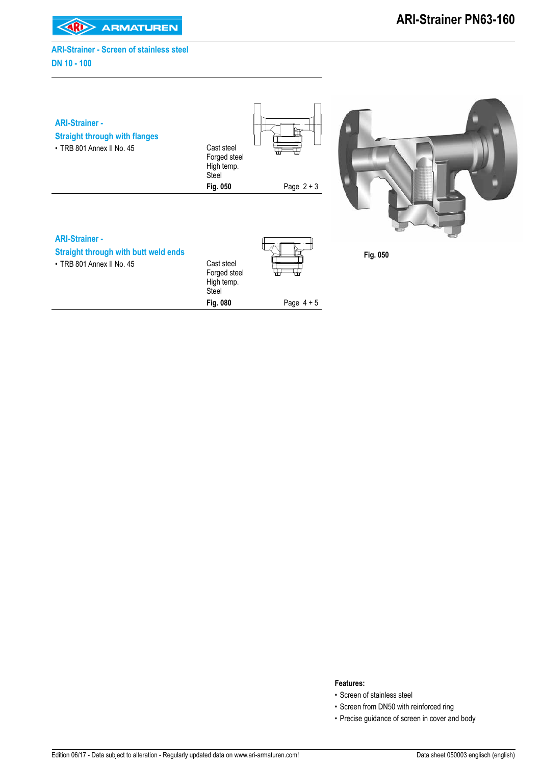## ARI-Strainer - Screen of stainless steel
## DN 10 - 100

### ARI-Strainer - Straight through with flanges

- TRB 801 Annex II No. 45

Cast steel
Forged steel
High temp.
Steel

**Fig. 050** Page 2 + 3

### ARI-Strainer - Straight through with butt weld ends

- TRB 801 Annex II No. 45

Cast steel
Forged steel
High temp.
Steel

**Fig. 080** Page 4 + 5

**Fig. 050**

**Features:**

- Screen of stainless steel
- Screen from DN50 with reinforced ring
- Precise guidance of screen in cover and body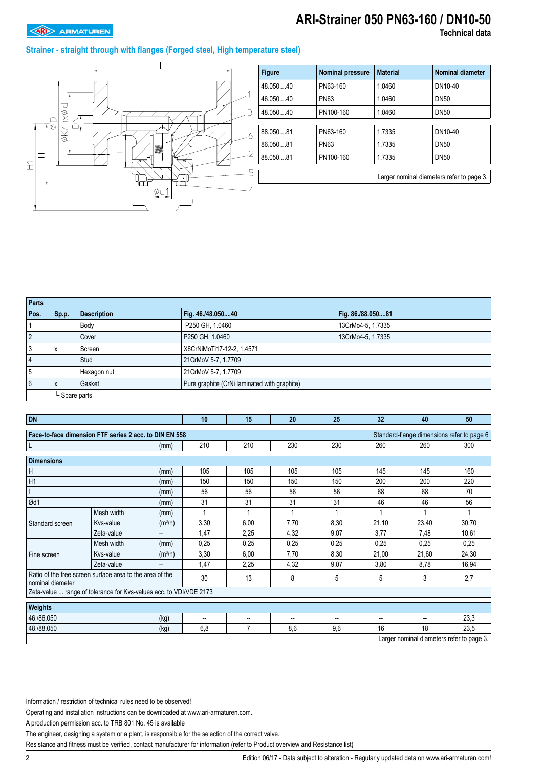# ARI-Strainer 050 PN63-160 / DN10-50

**Technical data**

## Strainer - straight through with flanges (Forged steel, High temperature steel)

| Figure | Nominal pressure | Material | Nominal diameter |
|---|---|---|---|
| 48.050....40 | PN63-160 | 1.0460 | DN10-40 |
| 46.050....40 | PN63 | 1.0460 | DN50 |
| 48.050....40 | PN100-160 | 1.0460 | DN50 |
| 88.050....81 | PN63-160 | 1.7335 | DN10-40 |
| 86.050....81 | PN63 | 1.7335 | DN50 |
| 88.050....81 | PN100-160 | 1.7335 | DN50 |

Larger nominal diameters refer to page 3.

| Parts | | | | |
|---|---|---|---|---|
| **Pos.** | **Sp.p.** | **Description** | **Fig. 46./48.050....40** | **Fig. 86./88.050....81** |
| 1 | | Body | P250 GH, 1.0460 | 13CrMo4-5, 1.7335 |
| 2 | | Cover | P250 GH, 1.0460 | 13CrMo4-5, 1.7335 |
| 3 | x | Screen | X6CrNiMoTi17-12-2, 1.4571 | |
| 4 | | Stud | 21CrMoV 5-7, 1.7709 | |
| 5 | | Hexagon nut | 21CrMoV 5-7, 1.7709 | |
| 6 | x | Gasket | Pure graphite (CrNi laminated with graphite) | |
| | └ Spare parts | | | |

| DN | | | 10 | 15 | 20 | 25 | 32 | 40 | 50 |
|---|---|---|---|---|---|---|---|---|---|
| **Face-to-face dimension FTF series 2 acc. to DIN EN 558** | | | | | | | Standard-flange dimensions refer to page 6 | | |
| L | | (mm) | 210 | 210 | 230 | 230 | 260 | 260 | 300 |
| **Dimensions** | | | | | | | | | |
| H | | (mm) | 105 | 105 | 105 | 105 | 145 | 145 | 160 |
| H1 | | (mm) | 150 | 150 | 150 | 150 | 200 | 200 | 220 |
| l | | (mm) | 56 | 56 | 56 | 56 | 68 | 68 | 70 |
| Ød1 | | (mm) | 31 | 31 | 31 | 31 | 46 | 46 | 56 |
| Standard screen | Mesh width | (mm) | 1 | 1 | 1 | 1 | 1 | 1 | 1 |
| | Kvs-value | ($m^3$/h) | 3,30 | 6,00 | 7,70 | 8,30 | 21,10 | 23,40 | 30,70 |
| | Zeta-value | -- | 1,47 | 2,25 | 4,32 | 9,07 | 3,77 | 7,48 | 10,61 |
| Fine screen | Mesh width | (mm) | 0,25 | 0,25 | 0,25 | 0,25 | 0,25 | 0,25 | 0,25 |
| | Kvs-value | ($m^3$/h) | 3,30 | 6,00 | 7,70 | 8,30 | 21,00 | 21,60 | 24,30 |
| | Zeta-value | -- | 1,47 | 2,25 | 4,32 | 9,07 | 3,80 | 8,78 | 16,94 |
| Ratio of the free screen surface area to the area of the nominal diameter | | | 30 | 13 | 8 | 5 | 5 | 3 | 2,7 |
| Zeta-value ... range of tolerance for Kvs-values acc. to VDI/VDE 2173 | | | | | | | | | |
| **Weights** | | | | | | | | | |
| 46./86.050 | | (kg) | -- | -- | -- | -- | -- | -- | 23,3 |
| 48./88.050 | | (kg) | 6,8 | 7 | 8,6 | 9,6 | 16 | 18 | 23,5 |

Larger nominal diameters refer to page 3.

Information / restriction of technical rules need to be observed!

Operating and installation instructions can be downloaded at www.ari-armaturen.com.

A production permission acc. to TRB 801 No. 45 is available

The engineer, designing a system or a plant, is responsible for the selection of the correct valve.

Resistance and fitness must be verified, contact manufacturer for information (refer to Product overview and Resistance list)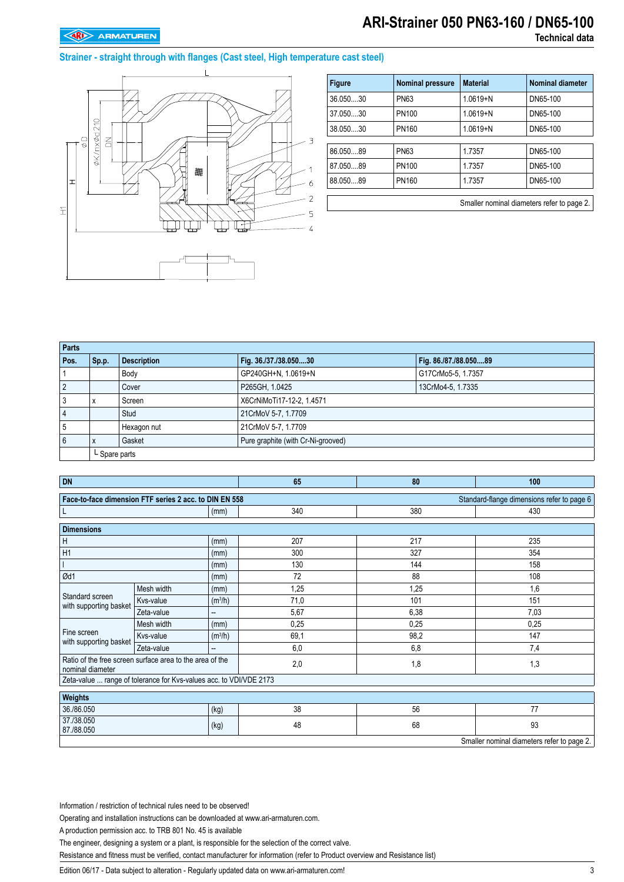# ARI-Strainer 050 PN63-160 / DN65-100

Technical data

## Strainer - straight through with flanges (Cast steel, High temperature cast steel)

| Figure | Nominal pressure | Material | Nominal diameter |
|---|---|---|---|
| 36.050....30 | PN63 | 1.0619+N | DN65-100 |
| 37.050....30 | PN100 | 1.0619+N | DN65-100 |
| 38.050....30 | PN160 | 1.0619+N | DN65-100 |
| 86.050....89 | PN63 | 1.7357 | DN65-100 |
| 87.050....89 | PN100 | 1.7357 | DN65-100 |
| 88.050....89 | PN160 | 1.7357 | DN65-100 |

Smaller nominal diameters refer to page 2.

| Parts | | | | |
|---|---|---|---|---|
| **Pos.** | **Sp.p.** | **Description** | **Fig. 36./37./38.050....30** | **Fig. 86./87./88.050....89** |
| 1 | | Body | GP240GH+N, 1.0619+N | G17CrMo5-5, 1.7357 |
| 2 | | Cover | P265GH, 1.0425 | 13CrMo4-5, 1.7335 |
| 3 | x | Screen | X6CrNiMoTi17-12-2, 1.4571 | |
| 4 | | Stud | 21CrMoV 5-7, 1.7709 | |
| 5 | | Hexagon nut | 21CrMoV 5-7, 1.7709 | |
| 6 | x | Gasket | Pure graphite (with Cr-Ni-grooved) | |
| | └ Spare parts | | | |

| DN | | | 65 | 80 | 100 |
|---|---|---|---|---|---|
| **Face-to-face dimension FTF series 2 acc. to DIN EN 558** (Standard-flange dimensions refer to page 6) | | | | | |
| L | | (mm) | 340 | 380 | 430 |
| **Dimensions** | | | | | |
| H | | (mm) | 207 | 217 | 235 |
| H1 | | (mm) | 300 | 327 | 354 |
| l | | (mm) | 130 | 144 | 158 |
| Ød1 | | (mm) | 72 | 88 | 108 |
| Standard screen with supporting basket | Mesh width | (mm) | 1,25 | 1,25 | 1,6 |
| | Kvs-value | ($m^3/h$) | 71,0 | 101 | 151 |
| | Zeta-value | -- | 5,67 | 6,38 | 7,03 |
| Fine screen with supporting basket | Mesh width | (mm) | 0,25 | 0,25 | 0,25 |
| | Kvs-value | ($m^3/h$) | 69,1 | 98,2 | 147 |
| | Zeta-value | -- | 6,0 | 6,8 | 7,4 |
| Ratio of the free screen surface area to the area of the nominal diameter | | | 2,0 | 1,8 | 1,3 |
| Zeta-value ... range of tolerance for Kvs-values acc. to VDI/VDE 2173 | | | | | |
| **Weights** | | | | | |
| 36./86.050 | | (kg) | 38 | 56 | 77 |
| 37./38.050 87./88.050 | | (kg) | 48 | 68 | 93 |

Smaller nominal diameters refer to page 2.

Information / restriction of technical rules need to be observed!

Operating and installation instructions can be downloaded at www.ari-armaturen.com.

A production permission acc. to TRB 801 No. 45 is available

The engineer, designing a system or a plant, is responsible for the selection of the correct valve.

Resistance and fitness must be verified, contact manufacturer for information (refer to Product overview and Resistance list)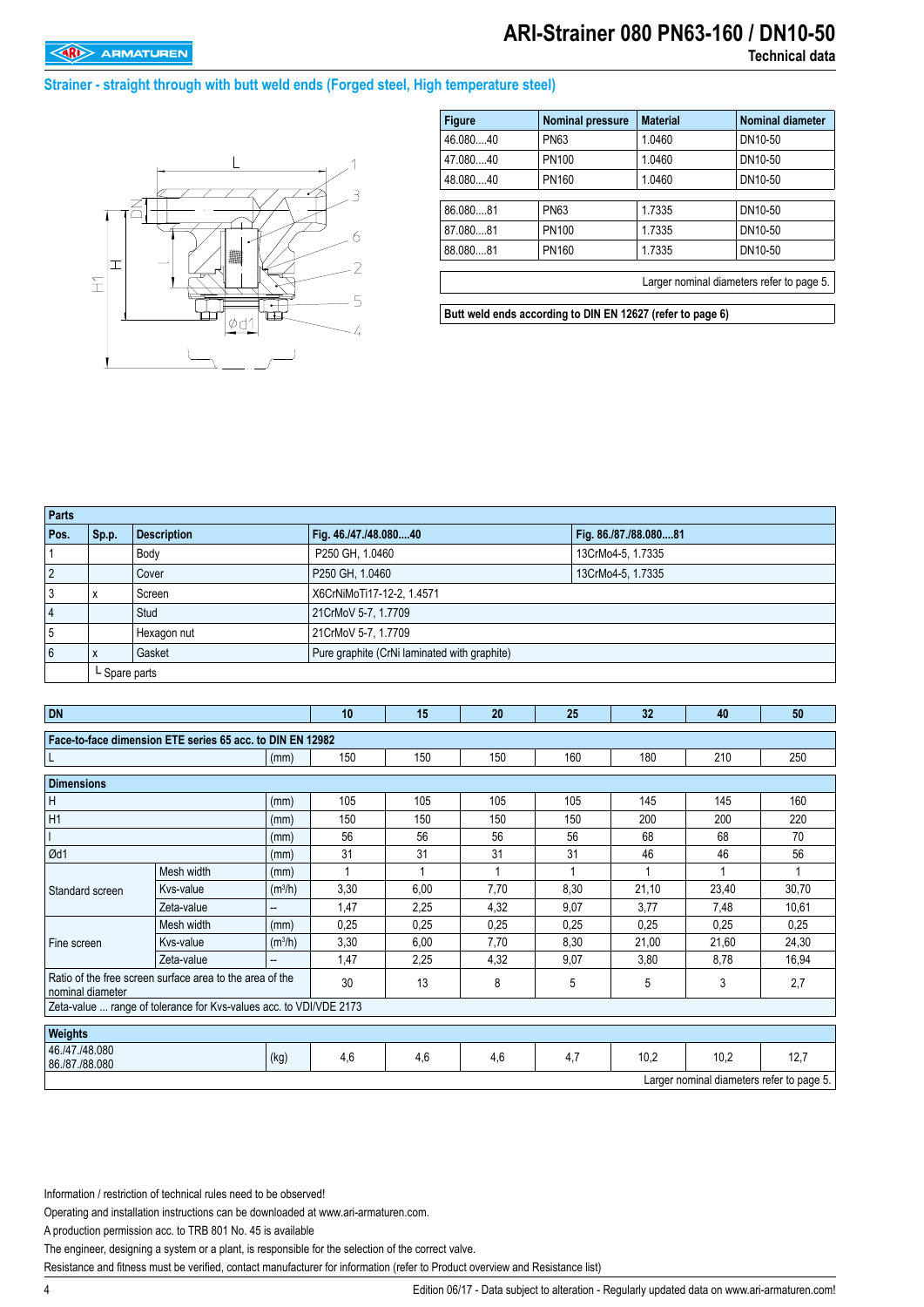# ARI-Strainer 080 PN63-160 / DN10-50

Technical data

## Strainer - straight through with butt weld ends (Forged steel, High temperature steel)

| Figure | Nominal pressure | Material | Nominal diameter |
|---|---|---|---|
| 46.080....40 | PN63 | 1.0460 | DN10-50 |
| 47.080....40 | PN100 | 1.0460 | DN10-50 |
| 48.080....40 | PN160 | 1.0460 | DN10-50 |
| 86.080....81 | PN63 | 1.7335 | DN10-50 |
| 87.080....81 | PN100 | 1.7335 | DN10-50 |
| 88.080....81 | PN160 | 1.7335 | DN10-50 |

Larger nominal diameters refer to page 5.

**Butt weld ends according to DIN EN 12627 (refer to page 6)**

| Parts | | | | |
|---|---|---|---|---|
| **Pos.** | **Sp.p.** | **Description** | **Fig. 46./47./48.080....40** | **Fig. 86./87./88.080....81** |
| 1 | | Body | P250 GH, 1.0460 | 13CrMo4-5, 1.7335 |
| 2 | | Cover | P250 GH, 1.0460 | 13CrMo4-5, 1.7335 |
| 3 | x | Screen | X6CrNiMoTi17-12-2, 1.4571 | |
| 4 | | Stud | 21CrMoV 5-7, 1.7709 | |
| 5 | | Hexagon nut | 21CrMoV 5-7, 1.7709 | |
| 6 | x | Gasket | Pure graphite (CrNi laminated with graphite) | |
| | └ Spare parts | | | |

| DN | | | 10 | 15 | 20 | 25 | 32 | 40 | 50 |
|---|---|---|---|---|---|---|---|---|---|
| **Face-to-face dimension ETE series 65 acc. to DIN EN 12982** | | | | | | | | | |
| L | | (mm) | 150 | 150 | 150 | 160 | 180 | 210 | 250 |
| **Dimensions** | | | | | | | | | |
| H | | (mm) | 105 | 105 | 105 | 105 | 145 | 145 | 160 |
| H1 | | (mm) | 150 | 150 | 150 | 150 | 200 | 200 | 220 |
| l | | (mm) | 56 | 56 | 56 | 56 | 68 | 68 | 70 |
| Ød1 | | (mm) | 31 | 31 | 31 | 31 | 46 | 46 | 56 |
| Standard screen | Mesh width | (mm) | 1 | 1 | 1 | 1 | 1 | 1 | 1 |
| | Kvs-value | ($m^3$/h) | 3,30 | 6,00 | 7,70 | 8,30 | 21,10 | 23,40 | 30,70 |
| | Zeta-value | -- | 1,47 | 2,25 | 4,32 | 9,07 | 3,77 | 7,48 | 10,61 |
| Fine screen | Mesh width | (mm) | 0,25 | 0,25 | 0,25 | 0,25 | 0,25 | 0,25 | 0,25 |
| | Kvs-value | ($m^3$/h) | 3,30 | 6,00 | 7,70 | 8,30 | 21,00 | 21,60 | 24,30 |
| | Zeta-value | -- | 1,47 | 2,25 | 4,32 | 9,07 | 3,80 | 8,78 | 16,94 |
| Ratio of the free screen surface area to the area of the nominal diameter | | | 30 | 13 | 8 | 5 | 5 | 3 | 2,7 |
| Zeta-value ... range of tolerance for Kvs-values acc. to VDI/VDE 2173 | | | | | | | | | |
| **Weights** | | | | | | | | | |
| 46./47./48.080<br>86./87./88.080 | | (kg) | 4,6 | 4,6 | 4,6 | 4,7 | 10,2 | 10,2 | 12,7 |

Larger nominal diameters refer to page 5.

Information / restriction of technical rules need to be observed!

Operating and installation instructions can be downloaded at www.ari-armaturen.com.

A production permission acc. to TRB 801 No. 45 is available

The engineer, designing a system or a plant, is responsible for the selection of the correct valve.

Resistance and fitness must be verified, contact manufacturer for information (refer to Product overview and Resistance list)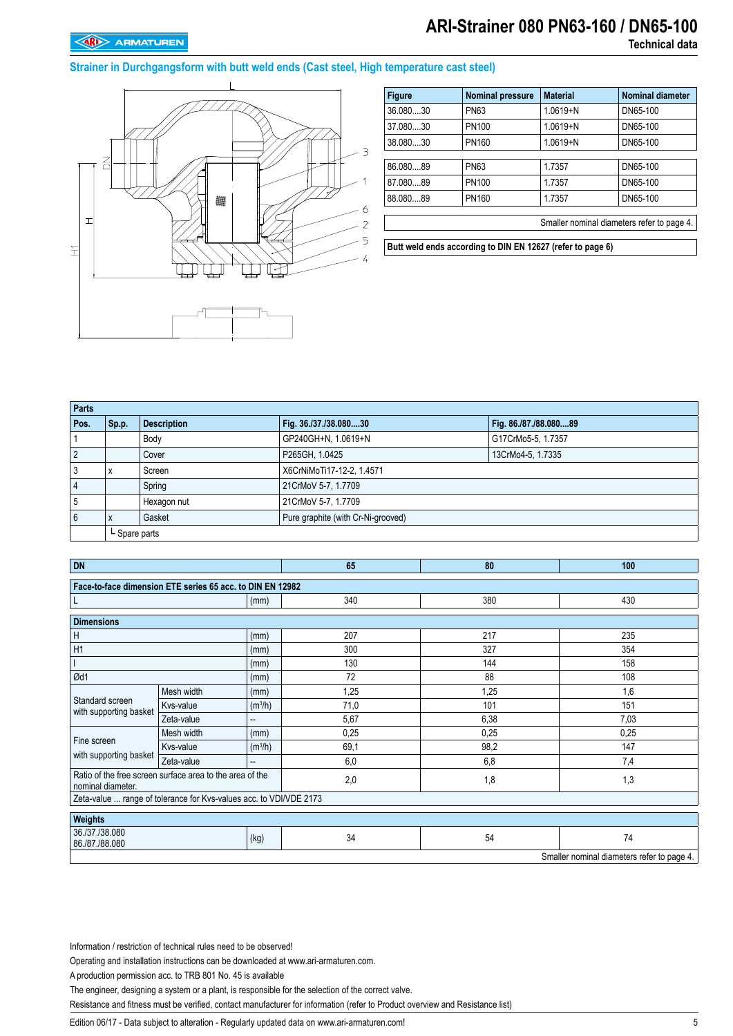# ARI-Strainer 080 PN63-160 / DN65-100

Technical data

## Strainer in Durchgangsform with butt weld ends (Cast steel, High temperature cast steel)

| Figure | Nominal pressure | Material | Nominal diameter |
|---|---|---|---|
| 36.080....30 | PN63 | 1.0619+N | DN65-100 |
| 37.080....30 | PN100 | 1.0619+N | DN65-100 |
| 38.080....30 | PN160 | 1.0619+N | DN65-100 |
| 86.080....89 | PN63 | 1.7357 | DN65-100 |
| 87.080....89 | PN100 | 1.7357 | DN65-100 |
| 88.080....89 | PN160 | 1.7357 | DN65-100 |

Smaller nominal diameters refer to page 4.

**Butt weld ends according to DIN EN 12627 (refer to page 6)**

| Pos. | Sp.p. | Description | Fig. 36./37./38.080....30 | Fig. 86./87./88.080....89 |
|---|---|---|---|---|
| 1 | | Body | GP240GH+N, 1.0619+N | G17CrMo5-5, 1.7357 |
| 2 | | Cover | P265GH, 1.0425 | 13CrMo4-5, 1.7335 |
| 3 | x | Screen | X6CrNiMoTi17-12-2, 1.4571 | |
| 4 | | Spring | 21CrMoV 5-7, 1.7709 | |
| 5 | | Hexagon nut | 21CrMoV 5-7, 1.7709 | |
| 6 | x | Gasket | Pure graphite (with Cr-Ni-grooved) | |
| | └ Spare parts | | | |

| DN | | | | 65 | 80 | 100 |
|---|---|---|---|---|---|---|
| **Face-to-face dimension ETE series 65 acc. to DIN EN 12982** | | | | | | |
| L | | | (mm) | 340 | 380 | 430 |
| **Dimensions** | | | | | | |
| H | | | (mm) | 207 | 217 | 235 |
| H1 | | | (mm) | 300 | 327 | 354 |
| l | | | (mm) | 130 | 144 | 158 |
| Ød1 | | | (mm) | 72 | 88 | 108 |
| Standard screen with supporting basket | Mesh width | | (mm) | 1,25 | 1,25 | 1,6 |
| | Kvs-value | | ($m^3$/h) | 71,0 | 101 | 151 |
| | Zeta-value | | -- | 5,67 | 6,38 | 7,03 |
| Fine screen with supporting basket | Mesh width | | (mm) | 0,25 | 0,25 | 0,25 |
| | Kvs-value | | ($m^3$/h) | 69,1 | 98,2 | 147 |
| | Zeta-value | | -- | 6,0 | 6,8 | 7,4 |
| Ratio of the free screen surface area to the area of the nominal diameter. | | | | 2,0 | 1,8 | 1,3 |
| Zeta-value ... range of tolerance for Kvs-values acc. to VDI/VDE 2173 | | | | | | |
| **Weights** | | | | | | |
| 36./37./38.080<br>86./87./88.080 | | | (kg) | 34 | 54 | 74 |

Smaller nominal diameters refer to page 4.

Information / restriction of technical rules need to be observed!

Operating and installation instructions can be downloaded at www.ari-armaturen.com.

A production permission acc. to TRB 801 No. 45 is available

The engineer, designing a system or a plant, is responsible for the selection of the correct valve.

Resistance and fitness must be verified, contact manufacturer for information (refer to Product overview and Resistance list)

Edition 06/17 - Data subject to alteration - Regularly updated data on www.ari-armaturen.com!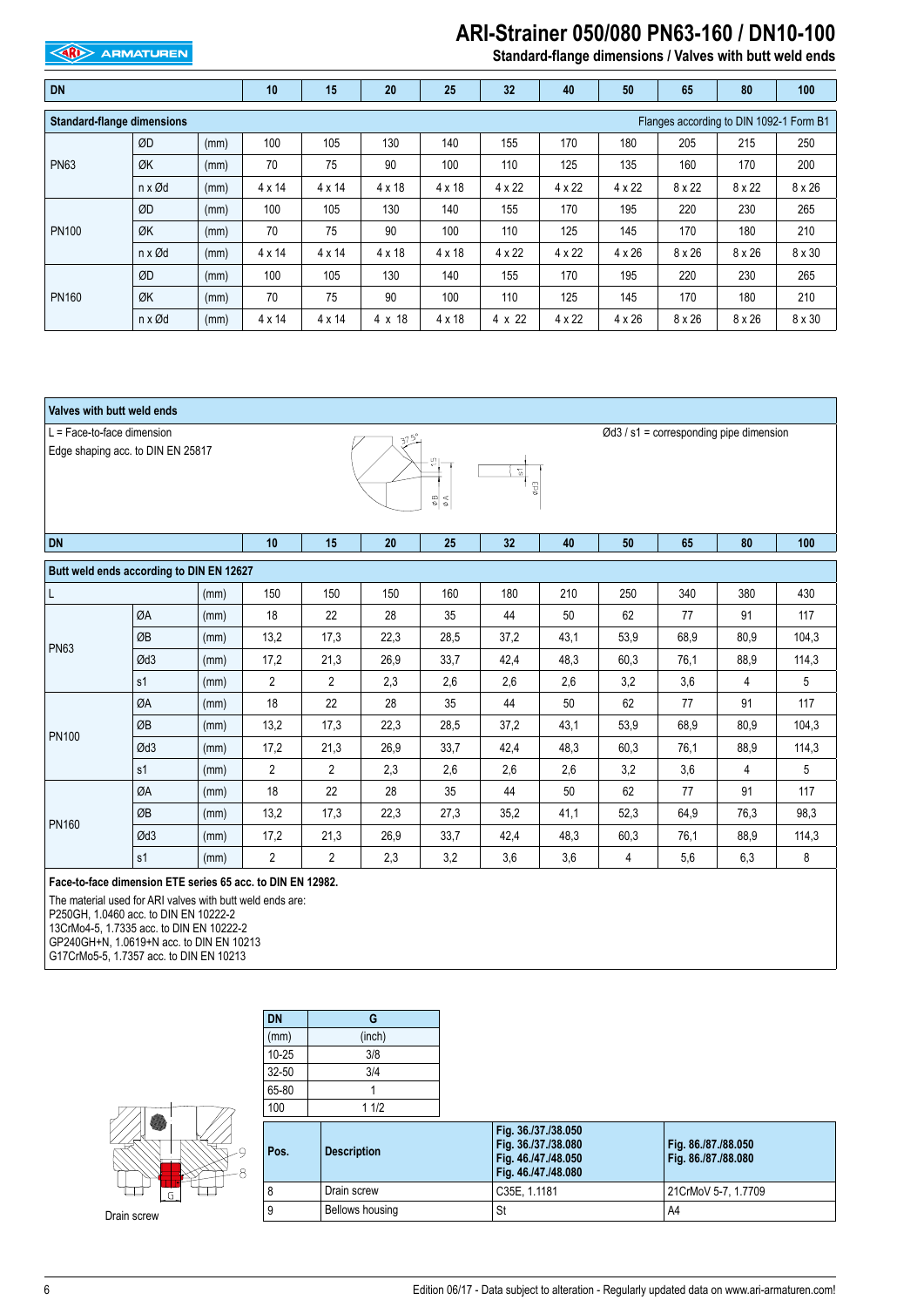# ARI-Strainer 050/080 PN63-160 / DN10-100

## Standard-flange dimensions / Valves with butt weld ends

| DN | | | 10 | 15 | 20 | 25 | 32 | 40 | 50 | 65 | 80 | 100 |
|---|---|---|---|---|---|---|---|---|---|---|---|---|
| **Standard-flange dimensions** | | | | | | | Flanges according to DIN 1092-1 Form B1 | | | | | |
| PN63 | ØD | (mm) | 100 | 105 | 130 | 140 | 155 | 170 | 180 | 205 | 215 | 250 |
| | ØK | (mm) | 70 | 75 | 90 | 100 | 110 | 125 | 135 | 160 | 170 | 200 |
| | n x Ød | (mm) | 4 x 14 | 4 x 14 | 4 x 18 | 4 x 18 | 4 x 22 | 4 x 22 | 4 x 22 | 8 x 22 | 8 x 22 | 8 x 26 |
| PN100 | ØD | (mm) | 100 | 105 | 130 | 140 | 155 | 170 | 195 | 220 | 230 | 265 |
| | ØK | (mm) | 70 | 75 | 90 | 100 | 110 | 125 | 145 | 170 | 180 | 210 |
| | n x Ød | (mm) | 4 x 14 | 4 x 14 | 4 x 18 | 4 x 18 | 4 x 22 | 4 x 22 | 4 x 26 | 8 x 26 | 8 x 26 | 8 x 30 |
| PN160 | ØD | (mm) | 100 | 105 | 130 | 140 | 155 | 170 | 195 | 220 | 230 | 265 |
| | ØK | (mm) | 70 | 75 | 90 | 100 | 110 | 125 | 145 | 170 | 180 | 210 |
| | n x Ød | (mm) | 4 x 14 | 4 x 14 | 4 x 18 | 4 x 18 | 4 x 22 | 4 x 22 | 4 x 26 | 8 x 26 | 8 x 26 | 8 x 30 |

### Valves with butt weld ends

L = Face-to-face dimension

Edge shaping acc. to DIN EN 25817

Ød3 / s1 = corresponding pipe dimension

| DN | | | 10 | 15 | 20 | 25 | 32 | 40 | 50 | 65 | 80 | 100 |
|---|---|---|---|---|---|---|---|---|---|---|---|---|
| **Butt weld ends according to DIN EN 12627** | | | | | | | | | | | | |
| L | | (mm) | 150 | 150 | 150 | 160 | 180 | 210 | 250 | 340 | 380 | 430 |
| PN63 | ØA | (mm) | 18 | 22 | 28 | 35 | 44 | 50 | 62 | 77 | 91 | 117 |
| | ØB | (mm) | 13,2 | 17,3 | 22,3 | 28,5 | 37,2 | 43,1 | 53,9 | 68,9 | 80,9 | 104,3 |
| | Ød3 | (mm) | 17,2 | 21,3 | 26,9 | 33,7 | 42,4 | 48,3 | 60,3 | 76,1 | 88,9 | 114,3 |
| | s1 | (mm) | 2 | 2 | 2,3 | 2,6 | 2,6 | 2,6 | 3,2 | 3,6 | 4 | 5 |
| PN100 | ØA | (mm) | 18 | 22 | 28 | 35 | 44 | 50 | 62 | 77 | 91 | 117 |
| | ØB | (mm) | 13,2 | 17,3 | 22,3 | 28,5 | 37,2 | 43,1 | 53,9 | 68,9 | 80,9 | 104,3 |
| | Ød3 | (mm) | 17,2 | 21,3 | 26,9 | 33,7 | 42,4 | 48,3 | 60,3 | 76,1 | 88,9 | 114,3 |
| | s1 | (mm) | 2 | 2 | 2,3 | 2,6 | 2,6 | 2,6 | 3,2 | 3,6 | 4 | 5 |
| PN160 | ØA | (mm) | 18 | 22 | 28 | 35 | 44 | 50 | 62 | 77 | 91 | 117 |
| | ØB | (mm) | 13,2 | 17,3 | 22,3 | 27,3 | 35,2 | 41,1 | 52,3 | 64,9 | 76,3 | 98,3 |
| | Ød3 | (mm) | 17,2 | 21,3 | 26,9 | 33,7 | 42,4 | 48,3 | 60,3 | 76,1 | 88,9 | 114,3 |
| | s1 | (mm) | 2 | 2 | 2,3 | 3,2 | 3,6 | 3,6 | 4 | 5,6 | 6,3 | 8 |

**Face-to-face dimension ETE series 65 acc. to DIN EN 12982.**

The material used for ARI valves with butt weld ends are:
P250GH, 1.0460 acc. to DIN EN 10222-2
13CrMo4-5, 1.7335 acc. to DIN EN 10222-2
GP240GH+N, 1.0619+N acc. to DIN EN 10213
G17CrMo5-5, 1.7357 acc. to DIN EN 10213

| DN | G |
|---|---|
| (mm) | (inch) |
| 10-25 | 3/8 |
| 32-50 | 3/4 |
| 65-80 | 1 |
| 100 | 1 1/2 |

| Pos. | Description | Fig. 36./37./38.050 Fig. 36./37./38.080 Fig. 46./47./48.050 Fig. 46./47./48.080 | Fig. 86./87./88.050 Fig. 86./87./88.080 |
|---|---|---|---|
| 8 | Drain screw | C35E, 1.1181 | 21CrMoV 5-7, 1.7709 |
| 9 | Bellows housing | St | A4 |

Drain screw

Edition 06/17 - Data subject to alteration - Regularly updated data on www.ari-armaturen.com!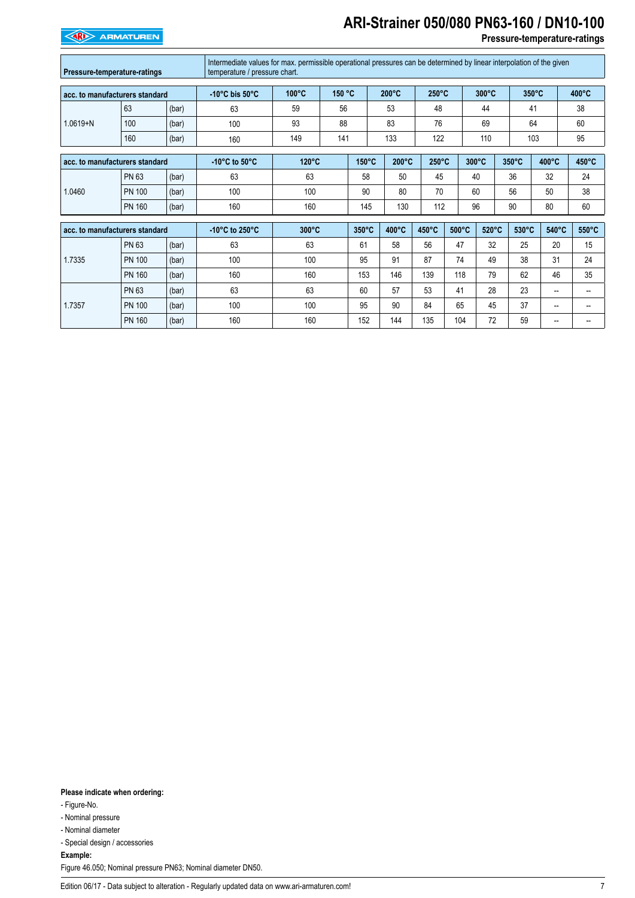| Pressure-temperature-ratings | | | Intermediate values for max. permissible operational pressures can be determined by linear interpolation of the given temperature / pressure chart. | | | | | | | |
|---|---|---|---|---|---|---|---|---|---|---|

| acc. to manufacturers standard | | | -10°C bis 50°C | 100°C | 150 °C | 200°C | 250°C | 300°C | 350°C | 400°C |
|---|---|---|---|---|---|---|---|---|---|---|
| 1.0619+N | 63 | (bar) | 63 | 59 | 56 | 53 | 48 | 44 | 41 | 38 |
| | 100 | (bar) | 100 | 93 | 88 | 83 | 76 | 69 | 64 | 60 |
| | 160 | (bar) | 160 | 149 | 141 | 133 | 122 | 110 | 103 | 95 |

| acc. to manufacturers standard | | | -10°C to 50°C | 120°C | 150°C | 200°C | 250°C | 300°C | 350°C | 400°C | 450°C |
|---|---|---|---|---|---|---|---|---|---|---|---|
| 1.0460 | PN 63 | (bar) | 63 | 63 | 58 | 50 | 45 | 40 | 36 | 32 | 24 |
| | PN 100 | (bar) | 100 | 100 | 90 | 80 | 70 | 60 | 56 | 50 | 38 |
| | PN 160 | (bar) | 160 | 160 | 145 | 130 | 112 | 96 | 90 | 80 | 60 |

| acc. to manufacturers standard | | | -10°C to 250°C | 300°C | 350°C | 400°C | 450°C | 500°C | 520°C | 530°C | 540°C | 550°C |
|---|---|---|---|---|---|---|---|---|---|---|---|---|
| 1.7335 | PN 63 | (bar) | 63 | 63 | 61 | 58 | 56 | 47 | 32 | 25 | 20 | 15 |
| | PN 100 | (bar) | 100 | 100 | 95 | 91 | 87 | 74 | 49 | 38 | 31 | 24 |
| | PN 160 | (bar) | 160 | 160 | 153 | 146 | 139 | 118 | 79 | 62 | 46 | 35 |
| 1.7357 | PN 63 | (bar) | 63 | 63 | 60 | 57 | 53 | 41 | 28 | 23 | -- | -- |
| | PN 100 | (bar) | 100 | 100 | 95 | 90 | 84 | 65 | 45 | 37 | -- | -- |
| | PN 160 | (bar) | 160 | 160 | 152 | 144 | 135 | 104 | 72 | 59 | -- | -- |

**Please indicate when ordering:**

- Figure-No.
- Nominal pressure
- Nominal diameter
- Special design / accessories

**Example:**

Figure 46.050; Nominal pressure PN63; Nominal diameter DN50.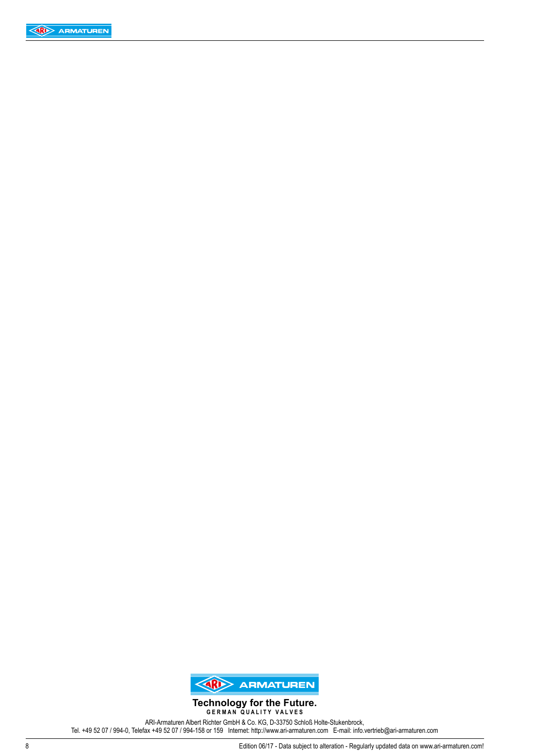**Technology for the Future.**
**GERMAN QUALITY VALVES**

ARI-Armaturen Albert Richter GmbH & Co. KG, D-33750 Schloß Holte-Stukenbrock,
Tel. +49 52 07 / 994-0, Telefax +49 52 07 / 994-158 or 159 Internet: http://www.ari-armaturen.com E-mail: info.vertrieb@ari-armaturen.com

Edition 06/17 - Data subject to alteration - Regularly updated data on www.ari-armaturen.com!